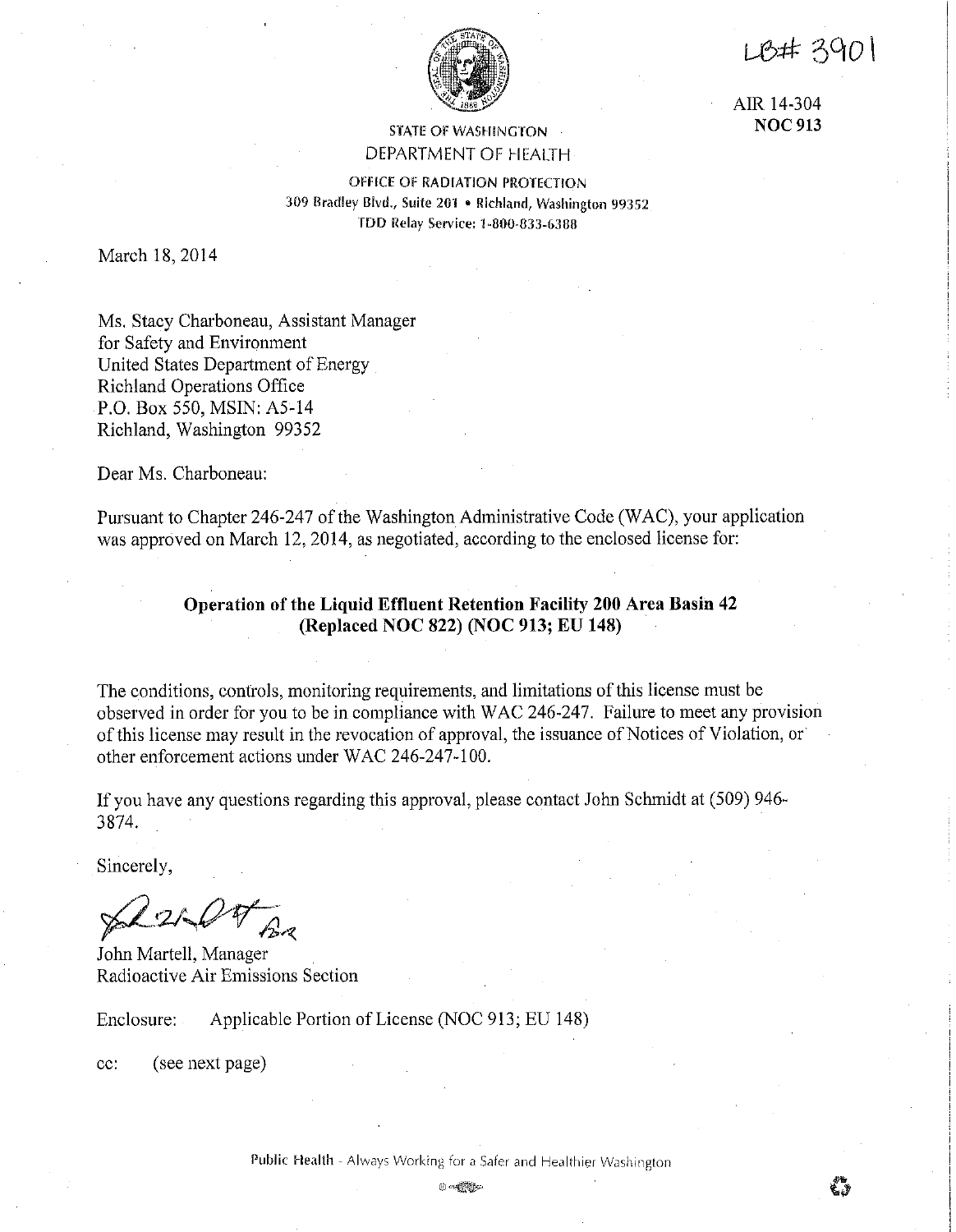LB# 3901

AIR 14-304
**NOC 913**

STATE OF WASHINGTON
DEPARTMENT OF HEALTH
OFFICE OF RADIATION PROTECTION
309 Bradley Blvd., Suite 201 • Richland, Washington 99352
TDD Relay Service: 1-800-833-6388

March 18, 2014

Ms. Stacy Charboneau, Assistant Manager
for Safety and Environment
United States Department of Energy
Richland Operations Office
P.O. Box 550, MSIN: A5-14
Richland, Washington 99352

Dear Ms. Charboneau:

Pursuant to Chapter 246-247 of the Washington Administrative Code (WAC), your application was approved on March 12, 2014, as negotiated, according to the enclosed license for:

**Operation of the Liquid Effluent Retention Facility 200 Area Basin 42 (Replaced NOC 822) (NOC 913; EU 148)**

The conditions, controls, monitoring requirements, and limitations of this license must be observed in order for you to be in compliance with WAC 246-247. Failure to meet any provision of this license may result in the revocation of approval, the issuance of Notices of Violation, or other enforcement actions under WAC 246-247-100.

If you have any questions regarding this approval, please contact John Schmidt at (509) 946-3874.

Sincerely,

John Martell, Manager
Radioactive Air Emissions Section

Enclosure: Applicable Portion of License (NOC 913; EU 148)

cc: (see next page)

Public Health - Always Working for a Safer and Healthier Washington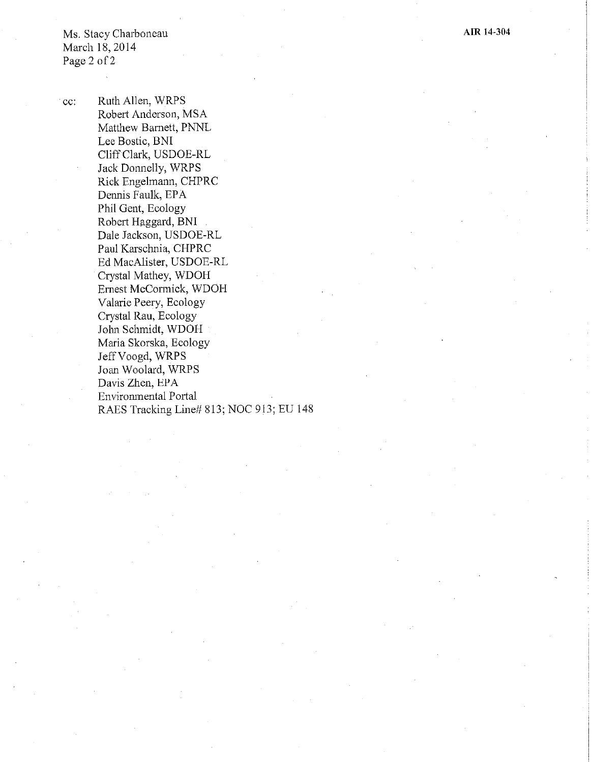cc: Ruth Allen, WRPS
Robert Anderson, MSA
Matthew Barnett, PNNL
Lee Bostic, BNI
Cliff Clark, USDOE-RL
Jack Donnelly, WRPS
Rick Engelmann, CHPRC
Dennis Faulk, EPA
Phil Gent, Ecology
Robert Haggard, BNI
Dale Jackson, USDOE-RL
Paul Karschnia, CHPRC
Ed MacAlister, USDOE-RL
Crystal Mathey, WDOH
Ernest McCormick, WDOH
Valarie Peery, Ecology
Crystal Rau, Ecology
John Schmidt, WDOH
Maria Skorska, Ecology
Jeff Voogd, WRPS
Joan Woolard, WRPS
Davis Zhen, EPA
Environmental Portal
RAES Tracking Line# 813; NOC 913; EU 148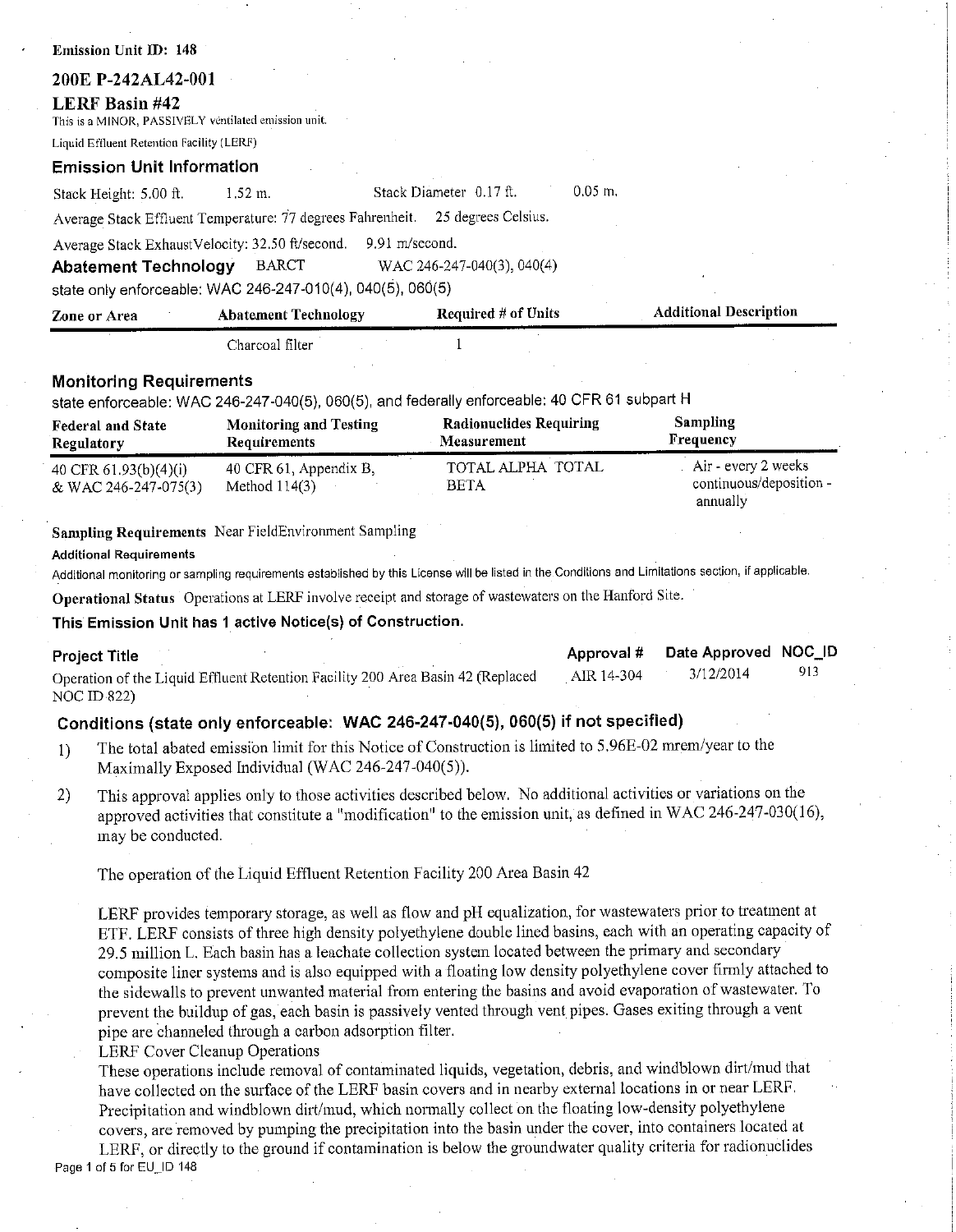**Emission Unit ID: 148**

## 200E P-242AL42-001

## LERF Basin #42

This is a MINOR, PASSIVELY ventilated emission unit.

Liquid Effluent Retention Facility (LERF)

### Emission Unit Information

Stack Height: 5.00 ft. 1.52 m. Stack Diameter 0.17 ft. 0.05 m.

Average Stack Effluent Temperature: 77 degrees Fahrenheit. 25 degrees Celsius.

Average Stack ExhaustVelocity: 32.50 ft/second. 9.91 m/second.

**Abatement Technology** BARCT WAC 246-247-040(3), 040(4)

state only enforceable: WAC 246-247-010(4), 040(5), 060(5)

| Zone or Area | Abatement Technology | Required # of Units | Additional Description |
|---|---|---|---|
| | Charcoal filter | 1 | |

### Monitoring Requirements

state enforceable: WAC 246-247-040(5), 060(5), and federally enforceable: 40 CFR 61 subpart H

| Federal and State Regulatory | Monitoring and Testing Requirements | Radionuclides Requiring Measurement | Sampling Frequency |
|---|---|---|---|
| 40 CFR 61.93(b)(4)(i) & WAC 246-247-075(3) | 40 CFR 61, Appendix B, Method 114(3) | TOTAL ALPHA TOTAL BETA | Air - every 2 weeks continuous/deposition - annually |

**Sampling Requirements** Near FieldEnvironment Sampling

**Additional Requirements**

Additional monitoring or sampling requirements established by this License will be listed in the Conditions and Limitations section, if applicable.

**Operational Status** Operations at LERF involve receipt and storage of wastewaters on the Hanford Site.

**This Emission Unit has 1 active Notice(s) of Construction.**

| Project Title | Approval # | Date Approved | NOC_ID |
|---|---|---|---|
| Operation of the Liquid Effluent Retention Facility 200 Area Basin 42 (Replaced NOC ID 822) | AIR 14-304 | 3/12/2014 | 913 |

### Conditions (state only enforceable: WAC 246-247-040(5), 060(5) if not specified)

1) The total abated emission limit for this Notice of Construction is limited to 5.96E-02 mrem/year to the Maximally Exposed Individual (WAC 246-247-040(5)).

2) This approval applies only to those activities described below. No additional activities or variations on the approved activities that constitute a "modification" to the emission unit, as defined in WAC 246-247-030(16), may be conducted.

The operation of the Liquid Effluent Retention Facility 200 Area Basin 42

LERF provides temporary storage, as well as flow and pH equalization, for wastewaters prior to treatment at ETF. LERF consists of three high density polyethylene double lined basins, each with an operating capacity of 29.5 million L. Each basin has a leachate collection system located between the primary and secondary composite liner systems and is also equipped with a floating low density polyethylene cover firmly attached to the sidewalls to prevent unwanted material from entering the basins and avoid evaporation of wastewater. To prevent the buildup of gas, each basin is passively vented through vent pipes. Gases exiting through a vent pipe are channeled through a carbon adsorption filter.

LERF Cover Cleanup Operations

These operations include removal of contaminated liquids, vegetation, debris, and windblown dirt/mud that have collected on the surface of the LERF basin covers and in nearby external locations in or near LERF. Precipitation and windblown dirt/mud, which normally collect on the floating low-density polyethylene covers, are removed by pumping the precipitation into the basin under the cover, into containers located at LERF, or directly to the ground if contamination is below the groundwater quality criteria for radionuclides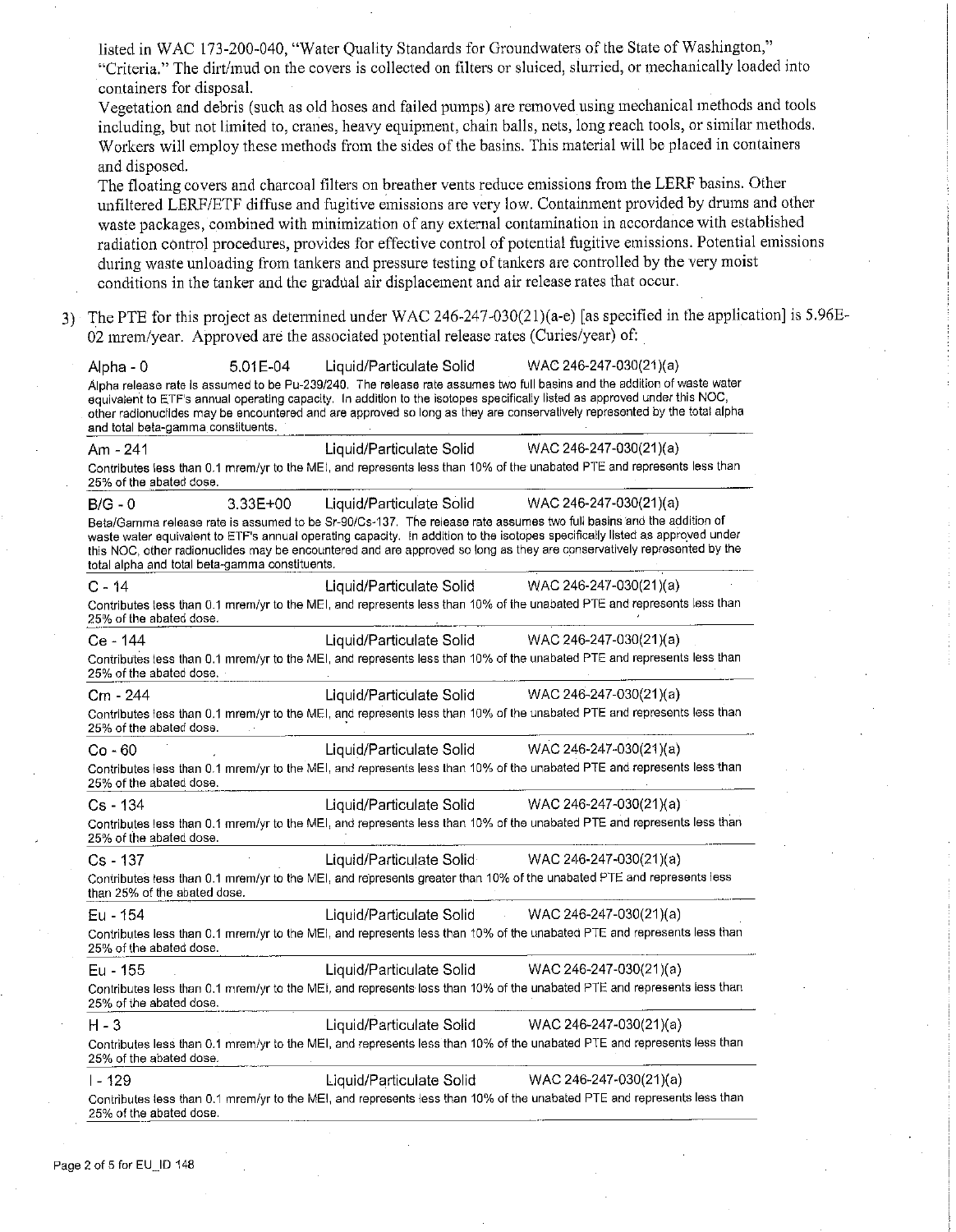listed in WAC 173-200-040, "Water Quality Standards for Groundwaters of the State of Washington," "Criteria." The dirt/mud on the covers is collected on filters or sluiced, slurried, or mechanically loaded into containers for disposal.

Vegetation and debris (such as old hoses and failed pumps) are removed using mechanical methods and tools including, but not limited to, cranes, heavy equipment, chain balls, nets, long reach tools, or similar methods. Workers will employ these methods from the sides of the basins. This material will be placed in containers and disposed.

The floating covers and charcoal filters on breather vents reduce emissions from the LERF basins. Other unfiltered LERF/ETF diffuse and fugitive emissions are very low. Containment provided by drums and other waste packages, combined with minimization of any external contamination in accordance with established radiation control procedures, provides for effective control of potential fugitive emissions. Potential emissions during waste unloading from tankers and pressure testing of tankers are controlled by the very moist conditions in the tanker and the gradual air displacement and air release rates that occur.

3) The PTE for this project as determined under WAC 246-247-030(21)(a-e) [as specified in the application] is 5.96E-02 mrem/year. Approved are the associated potential release rates (Curies/year) of:

| Radionuclide | Release Rate | Form | Regulation |
|---|---|---|---|
| Alpha - 0 | 5.01E-04 | Liquid/Particulate Solid | WAC 246-247-030(21)(a) |

Alpha release rate is assumed to be Pu-239/240. The release rate assumes two full basins and the addition of waste water equivalent to ETF's annual operating capacity. In addition to the isotopes specifically listed as approved under this NOC, other radionuclides may be encountered and are approved so long as they are conservatively represented by the total alpha and total beta-gamma constituents.

| Am - 241 | | Liquid/Particulate Solid | WAC 246-247-030(21)(a) |
|---|---|---|---|

Contributes less than 0.1 mrem/yr to the MEI, and represents less than 10% of the unabated PTE and represents less than 25% of the abated dose.

| B/G - 0 | 3.33E+00 | Liquid/Particulate Solid | WAC 246-247-030(21)(a) |
|---|---|---|---|

Beta/Gamma release rate is assumed to be Sr-90/Cs-137. The release rate assumes two full basins and the addition of waste water equivalent to ETF's annual operating capacity. In addition to the isotopes specifically listed as approved under this NOC, other radionuclides may be encountered and are approved so long as they are conservatively represented by the total alpha and total beta-gamma constituents.

| C - 14 | | Liquid/Particulate Solid | WAC 246-247-030(21)(a) |
|---|---|---|---|

Contributes less than 0.1 mrem/yr to the MEI, and represents less than 10% of the unabated PTE and represents less than 25% of the abated dose.

| Ce - 144 | | Liquid/Particulate Solid | WAC 246-247-030(21)(a) |
|---|---|---|---|

Contributes less than 0.1 mrem/yr to the MEI, and represents less than 10% of the unabated PTE and represents less than 25% of the abated dose.

| Cm - 244 | | Liquid/Particulate Solid | WAC 246-247-030(21)(a) |
|---|---|---|---|

Contributes less than 0.1 mrem/yr to the MEI, and represents less than 10% of the unabated PTE and represents less than 25% of the abated dose.

| Co - 60 | | Liquid/Particulate Solid | WAC 246-247-030(21)(a) |
|---|---|---|---|

Contributes less than 0.1 mrem/yr to the MEI, and represents less than 10% of the unabated PTE and represents less than 25% of the abated dose.

| Cs - 134 | | Liquid/Particulate Solid | WAC 246-247-030(21)(a) |
|---|---|---|---|

Contributes less than 0.1 mrem/yr to the MEI, and represents less than 10% of the unabated PTE and represents less than 25% of the abated dose.

| Cs - 137 | | Liquid/Particulate Solid | WAC 246-247-030(21)(a) |
|---|---|---|---|

Contributes less than 0.1 mrem/yr to the MEI, and represents greater than 10% of the unabated PTE and represents less than 25% of the abated dose.

| Eu - 154 | | Liquid/Particulate Solid | WAC 246-247-030(21)(a) |
|---|---|---|---|

Contributes less than 0.1 mrem/yr to the MEI, and represents less than 10% of the unabated PTE and represents less than 25% of the abated dose.

| Eu - 155 | | Liquid/Particulate Solid | WAC 246-247-030(21)(a) |
|---|---|---|---|

Contributes less than 0.1 mrem/yr to the MEI, and represents less than 10% of the unabated PTE and represents less than 25% of the abated dose.

| H - 3 | | Liquid/Particulate Solid | WAC 246-247-030(21)(a) |
|---|---|---|---|

Contributes less than 0.1 mrem/yr to the MEI, and represents less than 10% of the unabated PTE and represents less than 25% of the abated dose.

| I - 129 | | Liquid/Particulate Solid | WAC 246-247-030(21)(a) |
|---|---|---|---|

Contributes less than 0.1 mrem/yr to the MEI, and represents less than 10% of the unabated PTE and represents less than 25% of the abated dose.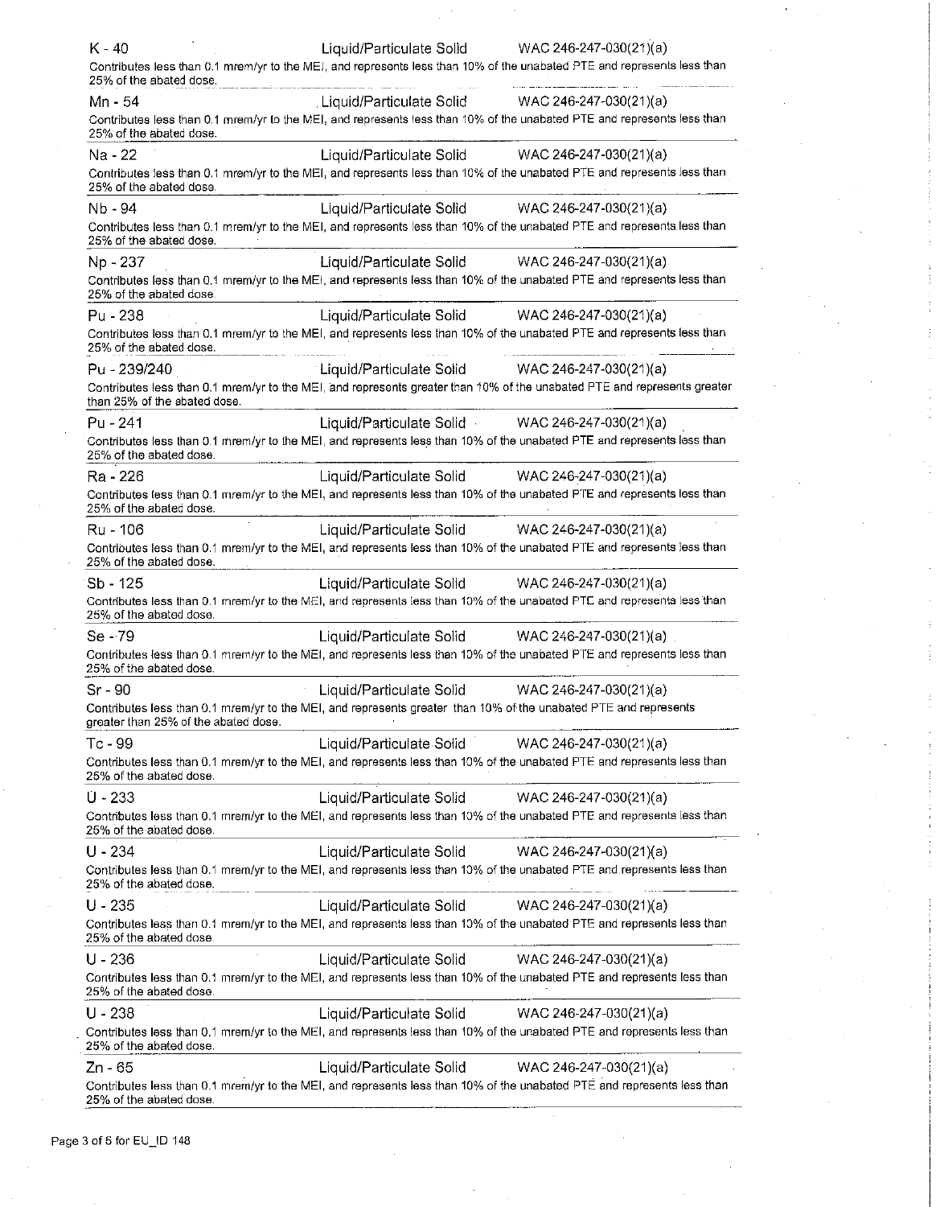K - 40 Liquid/Particulate Solid WAC 246-247-030(21)(a)

Contributes less than 0.1 mrem/yr to the MEI, and represents less than 10% of the unabated PTE and represents less than 25% of the abated dose.

Mn - 54 Liquid/Particulate Solid WAC 246-247-030(21)(a)

Contributes less than 0.1 mrem/yr to the MEI, and represents less than 10% of the unabated PTE and represents less than 25% of the abated dose.

Na - 22 Liquid/Particulate Solid WAC 246-247-030(21)(a)

Contributes less than 0.1 mrem/yr to the MEI, and represents less than 10% of the unabated PTE and represents less than 25% of the abated dose.

Nb - 94 Liquid/Particulate Solid WAC 246-247-030(21)(a)

Contributes less than 0.1 mrem/yr to the MEI, and represents less than 10% of the unabated PTE and represents less than 25% of the abated dose.

Np - 237 Liquid/Particulate Solid WAC 246-247-030(21)(a)

Contributes less than 0.1 mrem/yr to the MEI, and represents less than 10% of the unabated PTE and represents less than 25% of the abated dose.

Pu - 238 Liquid/Particulate Solid WAC 246-247-030(21)(a)

Contributes less than 0.1 mrem/yr to the MEI, and represents less than 10% of the unabated PTE and represents less than 25% of the abated dose.

Pu - 239/240 Liquid/Particulate Solid WAC 246-247-030(21)(a)

Contributes less than 0.1 mrem/yr to the MEI, and represents greater than 10% of the unabated PTE and represents greater than 25% of the abated dose.

Pu - 241 Liquid/Particulate Solid WAC 246-247-030(21)(a)

Contributes less than 0.1 mrem/yr to the MEI, and represents less than 10% of the unabated PTE and represents less than 25% of the abated dose.

Ra - 226 Liquid/Particulate Solid WAC 246-247-030(21)(a)

Contributes less than 0.1 mrem/yr to the MEI, and represents less than 10% of the unabated PTE and represents less than 25% of the abated dose.

Ru - 106 Liquid/Particulate Solid WAC 246-247-030(21)(a)

Contributes less than 0.1 mrem/yr to the MEI, and represents less than 10% of the unabated PTE and represents less than 25% of the abated dose.

Sb - 125 Liquid/Particulate Solid WAC 246-247-030(21)(a)

Contributes less than 0.1 mrem/yr to the MEI, and represents less than 10% of the unabated PTE and represents less than 25% of the abated dose.

Se - 79 Liquid/Particulate Solid WAC 246-247-030(21)(a)

Contributes less than 0.1 mrem/yr to the MEI, and represents less than 10% of the unabated PTE and represents less than 25% of the abated dose.

Sr - 90 Liquid/Particulate Solid WAC 246-247-030(21)(a)

Contributes less than 0.1 mrem/yr to the MEI, and represents greater than 10% of the unabated PTE and represents greater than 25% of the abated dose.

Tc - 99 Liquid/Particulate Solid WAC 246-247-030(21)(a)

Contributes less than 0.1 mrem/yr to the MEI, and represents less than 10% of the unabated PTE and represents less than 25% of the abated dose.

U - 233 Liquid/Particulate Solid WAC 246-247-030(21)(a)

Contributes less than 0.1 mrem/yr to the MEI, and represents less than 10% of the unabated PTE and represents less than 25% of the abated dose.

U - 234 Liquid/Particulate Solid WAC 246-247-030(21)(a)

Contributes less than 0.1 mrem/yr to the MEI, and represents less than 10% of the unabated PTE and represents less than 25% of the abated dose.

U - 235 Liquid/Particulate Solid WAC 246-247-030(21)(a)

Contributes less than 0.1 mrem/yr to the MEI, and represents less than 10% of the unabated PTE and represents less than 25% of the abated dose.

U - 236 Liquid/Particulate Solid WAC 246-247-030(21)(a)

Contributes less than 0.1 mrem/yr to the MEI, and represents less than 10% of the unabated PTE and represents less than 25% of the abated dose.

U - 238 Liquid/Particulate Solid WAC 246-247-030(21)(a)

Contributes less than 0.1 mrem/yr to the MEI, and represents less than 10% of the unabated PTE and represents less than 25% of the abated dose.

Zn - 65 Liquid/Particulate Solid WAC 246-247-030(21)(a)

Contributes less than 0.1 mrem/yr to the MEI, and represents less than 10% of the unabated PTE and represents less than 25% of the abated dose.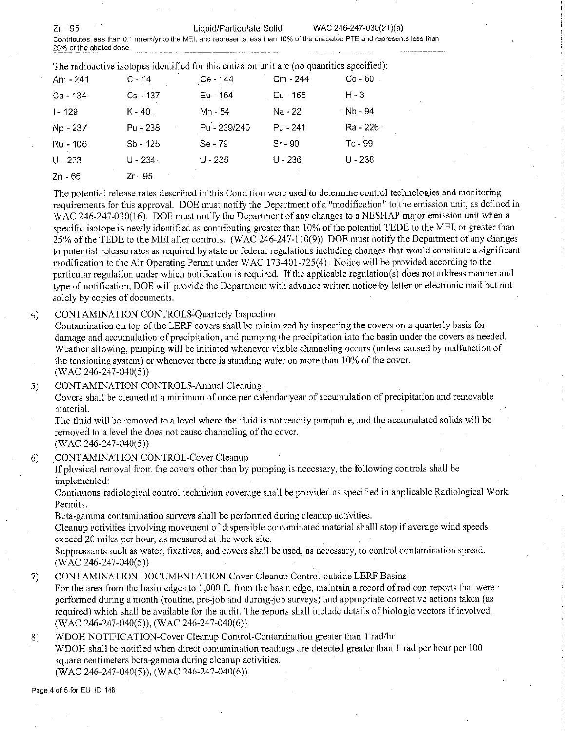Zr - 95 Liquid/Particulate Solid WAC 246-247-030(21)(a)

Contributes less than 0.1 mrem/yr to the MEI, and represents less than 10% of the unabated PTE and represents less than 25% of the abated dose.

The radioactive isotopes identified for this emission unit are (no quantities specified):

| | | | | |
|---|---|---|---|---|
| Am - 241 | C - 14 | Ce - 144 | Cm - 244 | Co - 60 |
| Cs - 134 | Cs - 137 | Eu - 154 | Eu - 155 | H - 3 |
| I - 129 | K - 40 | Mn - 54 | Na - 22 | Nb - 94 |
| Np - 237 | Pu - 238 | Pu - 239/240 | Pu - 241 | Ra - 226 |
| Ru - 106 | Sb - 125 | Se - 79 | Sr - 90 | Tc - 99 |
| U - 233 | U - 234 | U - 235 | U - 236 | U - 238 |
| Zn - 65 | Zr - 95 | | | |

The potential release rates described in this Condition were used to determine control technologies and monitoring requirements for this approval. DOE must notify the Department of a "modification" to the emission unit, as defined in WAC 246-247-030(16). DOE must notify the Department of any changes to a NESHAP major emission unit when a specific isotope is newly identified as contributing greater than 10% of the potential TEDE to the MEI, or greater than 25% of the TEDE to the MEI after controls. (WAC 246-247-110(9)) DOE must notify the Department of any changes to potential release rates as required by state or federal regulations including changes that would constitute a significant modification to the Air Operating Permit under WAC 173-401-725(4). Notice will be provided according to the particular regulation under which notification is required. If the applicable regulation(s) does not address manner and type of notification, DOE will provide the Department with advance written notice by letter or electronic mail but not solely by copies of documents.

4) CONTAMINATION CONTROLS-Quarterly Inspection

Contamination on top of the LERF covers shall be minimized by inspecting the covers on a quarterly basis for damage and accumulation of precipitation, and pumping the precipitation into the basin under the covers as needed. Weather allowing, pumping will be initiated whenever visible channeling occurs (unless caused by malfunction of the tensioning system) or whenever there is standing water on more than 10% of the cover.
(WAC 246-247-040(5))

5) CONTAMINATION CONTROLS-Annual Cleaning

Covers shall be cleaned at a minimum of once per calendar year of accumulation of precipitation and removable material.

The fluid will be removed to a level where the fluid is not readily pumpable, and the accumulated solids will be removed to a level the does not cause channeling of the cover.
(WAC 246-247-040(5))

6) CONTAMINATION CONTROL-Cover Cleanup

If physical removal from the covers other than by pumping is necessary, the following controls shall be implemented:

Continuous radiological control technician coverage shall be provided as specified in applicable Radiological Work Permits.

Beta-gamma contamination surveys shall be performed during cleanup activities.

Cleanup activities involving movement of dispersible contaminated material shalll stop if average wind speeds exceed 20 miles per hour, as measured at the work site.

Suppressants such as water, fixatives, and covers shall be used, as necessary, to control contamination spread.
(WAC 246-247-040(5))

7) CONTAMINATION DOCUMENTATION-Cover Cleanup Control-outside LERF Basins

For the area from the basin edges to 1,000 ft. from the basin edge, maintain a record of rad con reports that were performed during a month (routine, pre-job and during-job surveys) and appropriate corrective actions taken (as required) which shall be available for the audit. The reports shall include details of biologic vectors if involved.
(WAC 246-247-040(5)), (WAC 246-247-040(6))

8) WDOH NOTIFICATION-Cover Cleanup Control-Contamination greater than 1 rad/hr

WDOH shall be notified when direct contamination readings are detected greater than 1 rad per hour per 100 square centimeters beta-gamma during cleanup activities.
(WAC 246-247-040(5)), (WAC 246-247-040(6))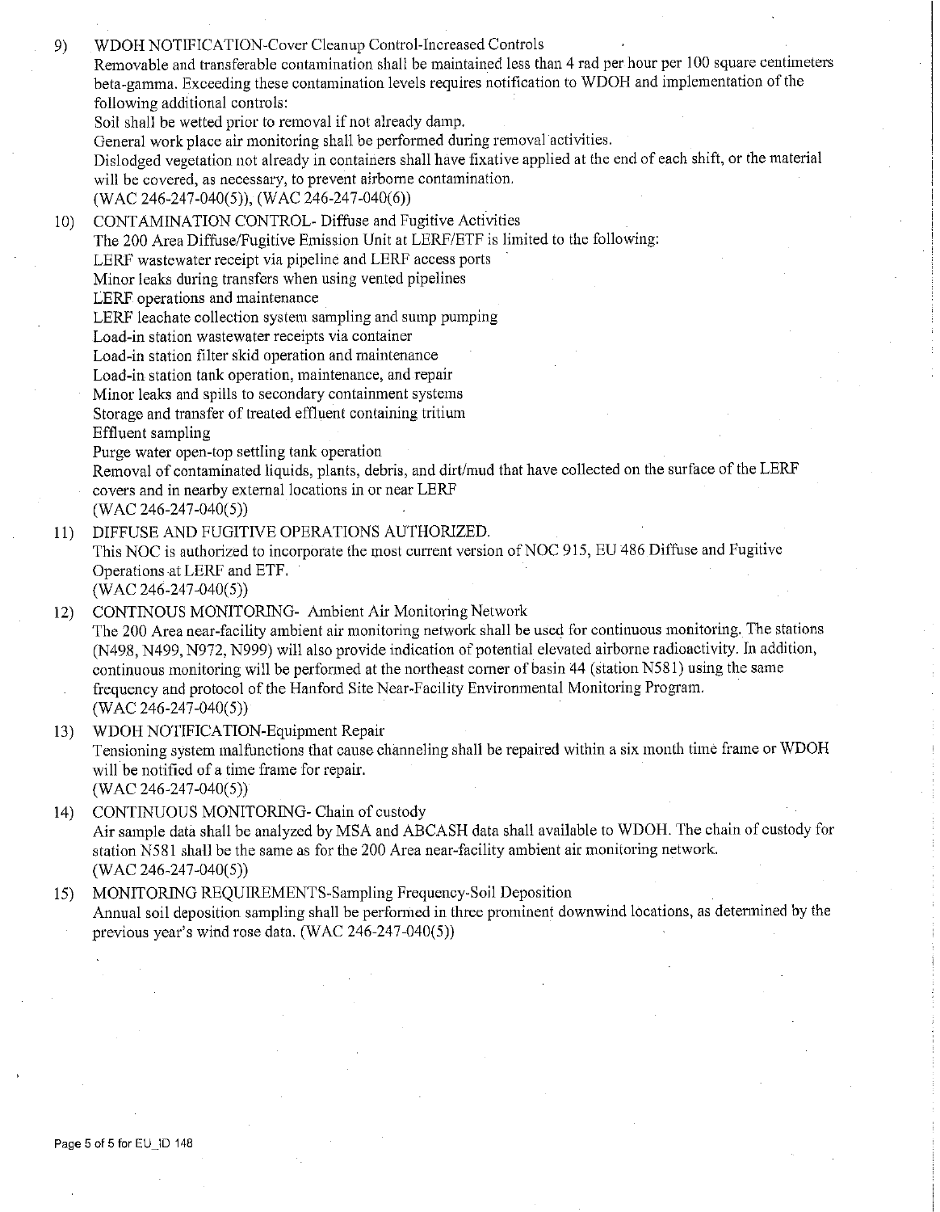9) WDOH NOTIFICATION-Cover Cleanup Control-Increased Controls
Removable and transferable contamination shall be maintained less than 4 rad per hour per 100 square centimeters beta-gamma. Exceeding these contamination levels requires notification to WDOH and implementation of the following additional controls:
Soil shall be wetted prior to removal if not already damp.
General work place air monitoring shall be performed during removal activities.
Dislodged vegetation not already in containers shall have fixative applied at the end of each shift, or the material will be covered, as necessary, to prevent airborne contamination.
(WAC 246-247-040(5)), (WAC 246-247-040(6))

10) CONTAMINATION CONTROL- Diffuse and Fugitive Activities
The 200 Area Diffuse/Fugitive Emission Unit at LERF/ETF is limited to the following:
LERF wastewater receipt via pipeline and LERF access ports
Minor leaks during transfers when using vented pipelines
LERF operations and maintenance
LERF leachate collection system sampling and sump pumping
Load-in station wastewater receipts via container
Load-in station filter skid operation and maintenance
Load-in station tank operation, maintenance, and repair
Minor leaks and spills to secondary containment systems
Storage and transfer of treated effluent containing tritium
Effluent sampling
Purge water open-top settling tank operation
Removal of contaminated liquids, plants, debris, and dirt/mud that have collected on the surface of the LERF covers and in nearby external locations in or near LERF
(WAC 246-247-040(5))

11) DIFFUSE AND FUGITIVE OPERATIONS AUTHORIZED.
This NOC is authorized to incorporate the most current version of NOC 915, EU 486 Diffuse and Fugitive Operations at LERF and ETF.
(WAC 246-247-040(5))

12) CONTINOUS MONITORING- Ambient Air Monitoring Network
The 200 Area near-facility ambient air monitoring network shall be used for continuous monitoring. The stations (N498, N499, N972, N999) will also provide indication of potential elevated airborne radioactivity. In addition, continuous monitoring will be performed at the northeast corner of basin 44 (station N581) using the same frequency and protocol of the Hanford Site Near-Facility Environmental Monitoring Program.
(WAC 246-247-040(5))

13) WDOH NOTIFICATION-Equipment Repair
Tensioning system malfunctions that cause channeling shall be repaired within a six month time frame or WDOH will be notified of a time frame for repair.
(WAC 246-247-040(5))

14) CONTINUOUS MONITORING- Chain of custody
Air sample data shall be analyzed by MSA and ABCASH data shall available to WDOH. The chain of custody for station N581 shall be the same as for the 200 Area near-facility ambient air monitoring network.
(WAC 246-247-040(5))

15) MONITORING REQUIREMENTS-Sampling Frequency-Soil Deposition
Annual soil deposition sampling shall be performed in three prominent downwind locations, as determined by the previous year's wind rose data. (WAC 246-247-040(5))